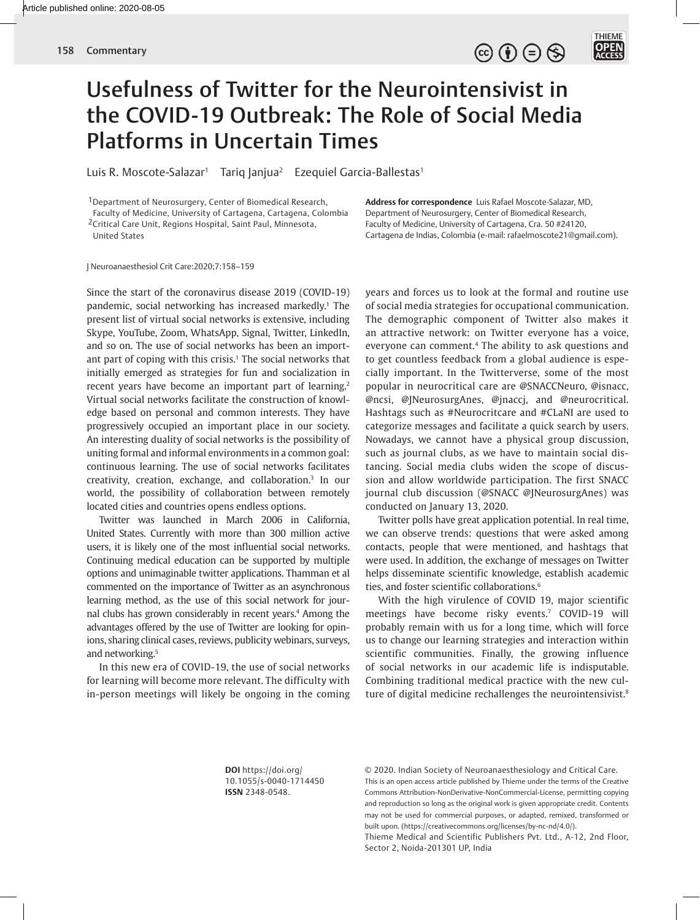# Usefulness of Twitter for the Neurointensivist in the COVID-19 Outbreak: The Role of Social Media Platforms in Uncertain Times

Luis R. Moscote-Salazar[1] Tariq Janjua[2] Ezequiel Garcia-Ballestas[1]

[1]Department of Neurosurgery, Center of Biomedical Research, Faculty of Medicine, University of Cartagena, Cartagena, Colombia
[2]Critical Care Unit, Regions Hospital, Saint Paul, Minnesota, United States

**Address for correspondence** Luis Rafael Moscote-Salazar, MD, Department of Neurosurgery, Center of Biomedical Research, Faculty of Medicine, University of Cartagena, Cra. 50 #24120, Cartagena de Indias, Colombia (e-mail: rafaelmoscote21@gmail.com).

J Neuroanaesthesiol Crit Care:2020;7:158–159

Since the start of the coronavirus disease 2019 (COVID-19) pandemic, social networking has increased markedly.[1] The present list of virtual social networks is extensive, including Skype, YouTube, Zoom, WhatsApp, Signal, Twitter, LinkedIn, and so on. The use of social networks has been an important part of coping with this crisis.[1] The social networks that initially emerged as strategies for fun and socialization in recent years have become an important part of learning.[2] Virtual social networks facilitate the construction of knowledge based on personal and common interests. They have progressively occupied an important place in our society. An interesting duality of social networks is the possibility of uniting formal and informal environments in a common goal: continuous learning. The use of social networks facilitates creativity, creation, exchange, and collaboration.[3] In our world, the possibility of collaboration between remotely located cities and countries opens endless options.

Twitter was launched in March 2006 in California, United States. Currently with more than 300 million active users, it is likely one of the most influential social networks. Continuing medical education can be supported by multiple options and unimaginable twitter applications. Thamman et al commented on the importance of Twitter as an asynchronous learning method, as the use of this social network for journal clubs has grown considerably in recent years.[4] Among the advantages offered by the use of Twitter are looking for opinions, sharing clinical cases, reviews, publicity webinars, surveys, and networking.[5]

In this new era of COVID-19, the use of social networks for learning will become more relevant. The difficulty with in-person meetings will likely be ongoing in the coming years and forces us to look at the formal and routine use of social media strategies for occupational communication. The demographic component of Twitter also makes it an attractive network: on Twitter everyone has a voice, everyone can comment.[4] The ability to ask questions and to get countless feedback from a global audience is especially important. In the Twitterverse, some of the most popular in neurocritical care are @SNACCNeuro, @isnacc, @ncsi, @JNeurosurgAnes, @jnaccj, and @neurocritical. Hashtags such as #Neurocritcare and #CLaNI are used to categorize messages and facilitate a quick search by users. Nowadays, we cannot have a physical group discussion, such as journal clubs, as we have to maintain social distancing. Social media clubs widen the scope of discussion and allow worldwide participation. The first SNACC journal club discussion (@SNACC @JNeurosurgAnes) was conducted on January 13, 2020.

Twitter polls have great application potential. In real time, we can observe trends: questions that were asked among contacts, people that were mentioned, and hashtags that were used. In addition, the exchange of messages on Twitter helps disseminate scientific knowledge, establish academic ties, and foster scientific collaborations.[6]

With the high virulence of COVID 19, major scientific meetings have become risky events.[7] COVID-19 will probably remain with us for a long time, which will force us to change our learning strategies and interaction within scientific communities. Finally, the growing influence of social networks in our academic life is indisputable. Combining traditional medical practice with the new culture of digital medicine rechallenges the neurointensivist.[8]

**DOI** https://doi.org/10.1055/s-0040-1714450
**ISSN** 2348-0548.

© 2020. Indian Society of Neuroanaesthesiology and Critical Care.
This is an open access article published by Thieme under the terms of the Creative Commons Attribution-NonDerivative-NonCommercial-License, permitting copying and reproduction so long as the original work is given appropriate credit. Contents may not be used for commercial purposes, or adapted, remixed, transformed or built upon. (https://creativecommons.org/licenses/by-nc-nd/4.0/).
Thieme Medical and Scientific Publishers Pvt. Ltd., A-12, 2nd Floor, Sector 2, Noida-201301 UP, India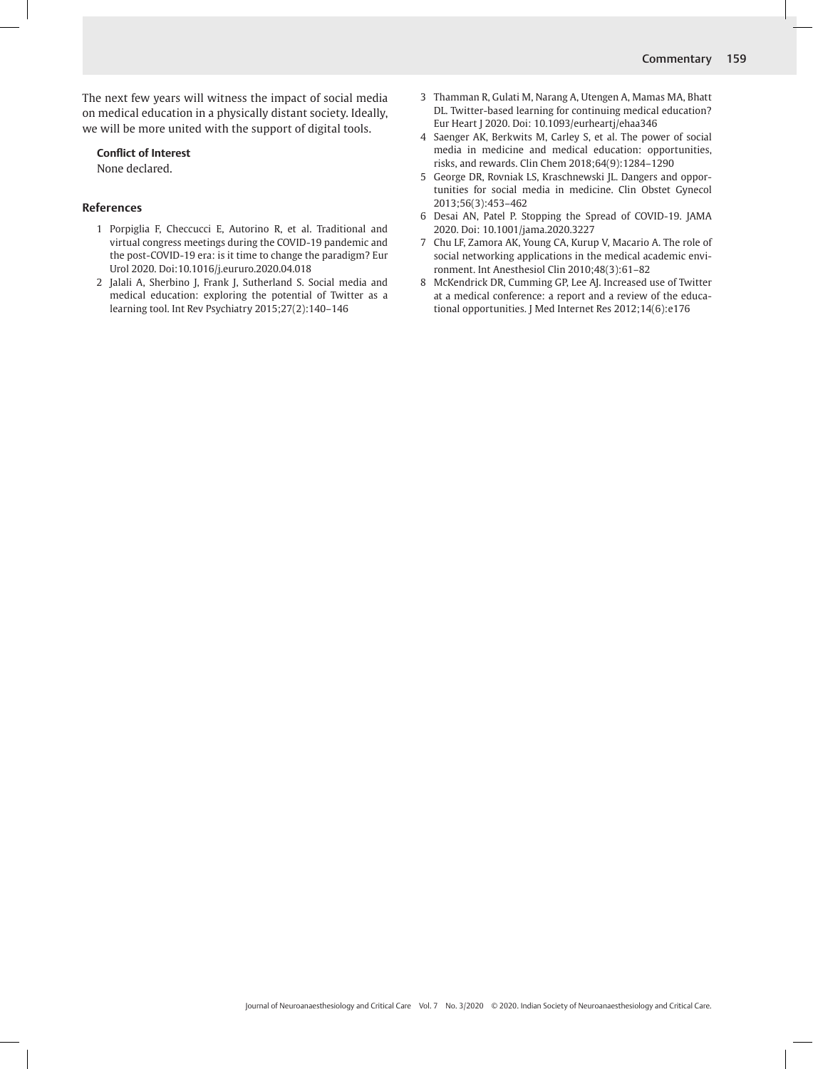The next few years will witness the impact of social media on medical education in a physically distant society. Ideally, we will be more united with the support of digital tools.

**Conflict of Interest**

None declared.

## References

1. Porpiglia F, Checcucci E, Autorino R, et al. Traditional and virtual congress meetings during the COVID-19 pandemic and the post-COVID-19 era: is it time to change the paradigm? Eur Urol 2020. Doi:10.1016/j.eururo.2020.04.018
2. Jalali A, Sherbino J, Frank J, Sutherland S. Social media and medical education: exploring the potential of Twitter as a learning tool. Int Rev Psychiatry 2015;27(2):140–146
3. Thamman R, Gulati M, Narang A, Utengen A, Mamas MA, Bhatt DL. Twitter-based learning for continuing medical education? Eur Heart J 2020. Doi: 10.1093/eurheartj/ehaa346
4. Saenger AK, Berkwits M, Carley S, et al. The power of social media in medicine and medical education: opportunities, risks, and rewards. Clin Chem 2018;64(9):1284–1290
5. George DR, Rovniak LS, Kraschnewski JL. Dangers and opportunities for social media in medicine. Clin Obstet Gynecol 2013;56(3):453–462
6. Desai AN, Patel P. Stopping the Spread of COVID-19. JAMA 2020. Doi: 10.1001/jama.2020.3227
7. Chu LF, Zamora AK, Young CA, Kurup V, Macario A. The role of social networking applications in the medical academic environment. Int Anesthesiol Clin 2010;48(3):61–82
8. McKendrick DR, Cumming GP, Lee AJ. Increased use of Twitter at a medical conference: a report and a review of the educational opportunities. J Med Internet Res 2012;14(6):e176